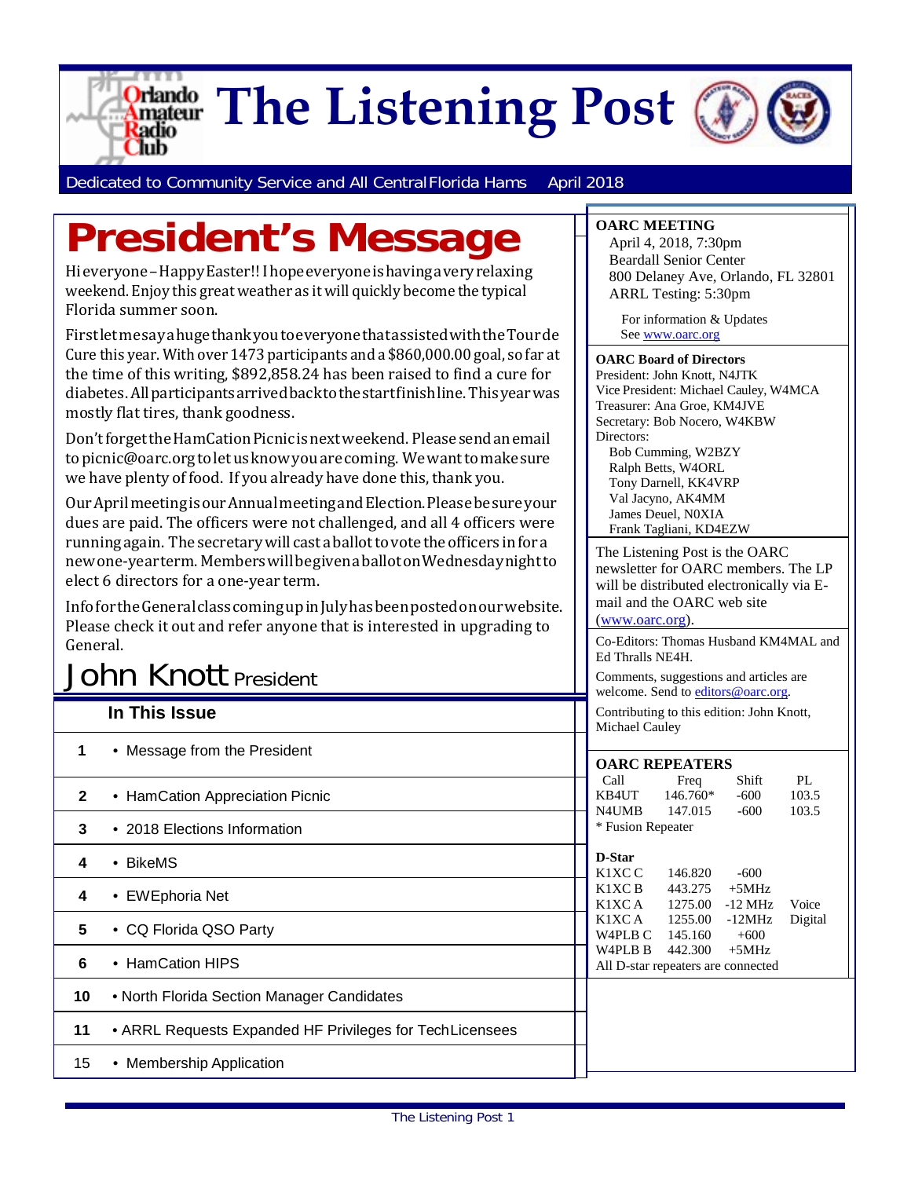# The Listening Post

Dedicated to Community Service and All Central Florida Hams April 2018

# President's Message

Hi everyone – Happy Easter!! I hope everyone is having a very relaxing weekend. Enjoy this great weather as it will quickly become the typical Florida summer soon.

First let me say a huge thank you to everyone that assisted with the Tour de Cure this year. With over 1473 participants and a $860,000.00 goal, so far at the time of this writing, $892,858.24 has been raised to find a cure for diabetes. All participants arrived back to the start finish line. This year was mostly flat tires, thank goodness.

Don't forget the HamCation Picnic is next weekend. Please send an email to picnic@oarc.org to let us know you are coming. We want to make sure we have plenty of food. If you already have done this, thank you.

Our April meeting is our Annual meeting and Election. Please be sure your dues are paid. The officers were not challenged, and all 4 officers were running again. The secretary will cast a ballot to vote the officers in for a new one-year term. Members will be given a ballot on Wednesday night to elect 6 directors for a one-year term.

Info for the General class coming up in July has been posted on our website. Please check it out and refer anyone that is interested in upgrading to General.

John Knott President

## In This Issue

| Page | Article |
|---|---|
| 1 | • Message from the President |
| 2 | • HamCation Appreciation Picnic |
| 3 | • 2018 Elections Information |
| 4 | • BikeMS |
| 4 | • EWEphoria Net |
| 5 | • CQ Florida QSO Party |
| 6 | • HamCation HIPS |
| 10 | • North Florida Section Manager Candidates |
| 11 | • ARRL Requests Expanded HF Privileges for Tech Licensees |
| 15 | • Membership Application |

**OARC MEETING**

April 4, 2018, 7:30pm
Beardall Senior Center
800 Delaney Ave, Orlando, FL 32801
ARRL Testing: 5:30pm

For information & Updates
See www.oarc.org

**OARC Board of Directors**

President: John Knott, N4JTK
Vice President: Michael Cauley, W4MCA
Treasurer: Ana Groe, KM4JVE
Secretary: Bob Nocero, W4KBW
Directors:
Bob Cumming, W2BZY
Ralph Betts, W4ORL
Tony Darnell, KK4VRP
Val Jacyno, AK4MM
James Deuel, N0XIA
Frank Tagliani, KD4EZW

The Listening Post is the OARC newsletter for OARC members. The LP will be distributed electronically via E-mail and the OARC web site (www.oarc.org).

Co-Editors: Thomas Husband KM4MAL and Ed Thralls NE4H.

Comments, suggestions and articles are welcome. Send to editors@oarc.org.

Contributing to this edition: John Knott, Michael Cauley

**OARC REPEATERS**

| Call | Freq | Shift | PL |
|---|---|---|---|
| KB4UT | 146.760* | -600 | 103.5 |
| N4UMB | 147.015 | -600 | 103.5 |

\* Fusion Repeater

**D-Star**

| Call | Freq | Shift | |
|---|---|---|---|
| K1XC C | 146.820 | -600 | |
| K1XC B | 443.275 | +5MHz | |
| K1XC A | 1275.00 | -12 MHz | Voice |
| K1XC A | 1255.00 | -12MHz | Digital |
| W4PLB C | 145.160 | +600 | |
| W4PLB B | 442.300 | +5MHz | |

All D-star repeaters are connected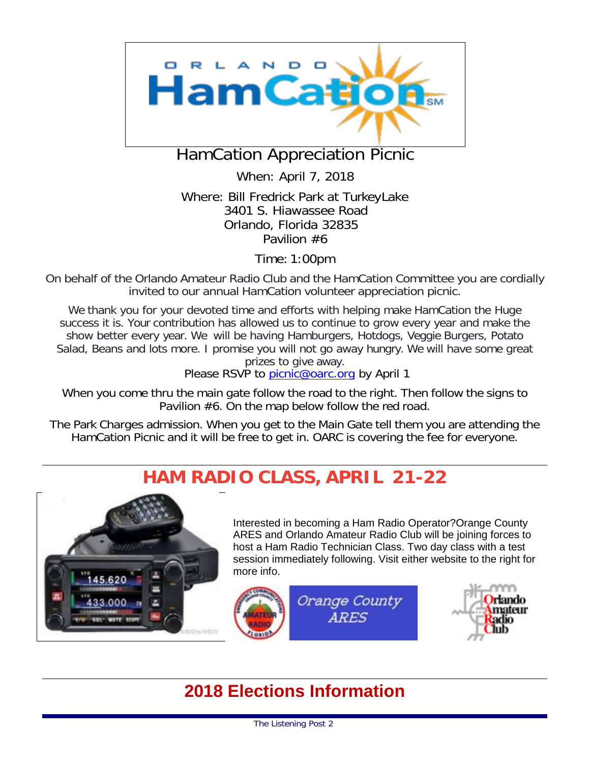# HamCation Appreciation Picnic

When: April 7, 2018

Where: Bill Fredrick Park at TurkeyLake
3401 S. Hiawassee Road
Orlando, Florida 32835
Pavilion #6

Time: 1:00pm

On behalf of the Orlando Amateur Radio Club and the HamCation Committee you are cordially invited to our annual HamCation volunteer appreciation picnic.

We thank you for your devoted time and efforts with helping make HamCation the Huge success it is. Your contribution has allowed us to continue to grow every year and make the show better every year. We will be having Hamburgers, Hotdogs, Veggie Burgers, Potato Salad, Beans and lots more. I promise you will not go away hungry. We will have some great prizes to give away.
Please RSVP to picnic@oarc.org by April 1

When you come thru the main gate follow the road to the right. Then follow the signs to Pavilion #6. On the map below follow the red road.

The Park Charges admission. When you get to the Main Gate tell them you are attending the HamCation Picnic and it will be free to get in. OARC is covering the fee for everyone.

## HAM RADIO CLASS, APRIL 21-22

Interested in becoming a Ham Radio Operator?Orange County ARES and Orlando Amateur Radio Club will be joining forces to host a Ham Radio Technician Class. Two day class with a test session immediately following. Visit either website to the right for more info.

## 2018 Elections Information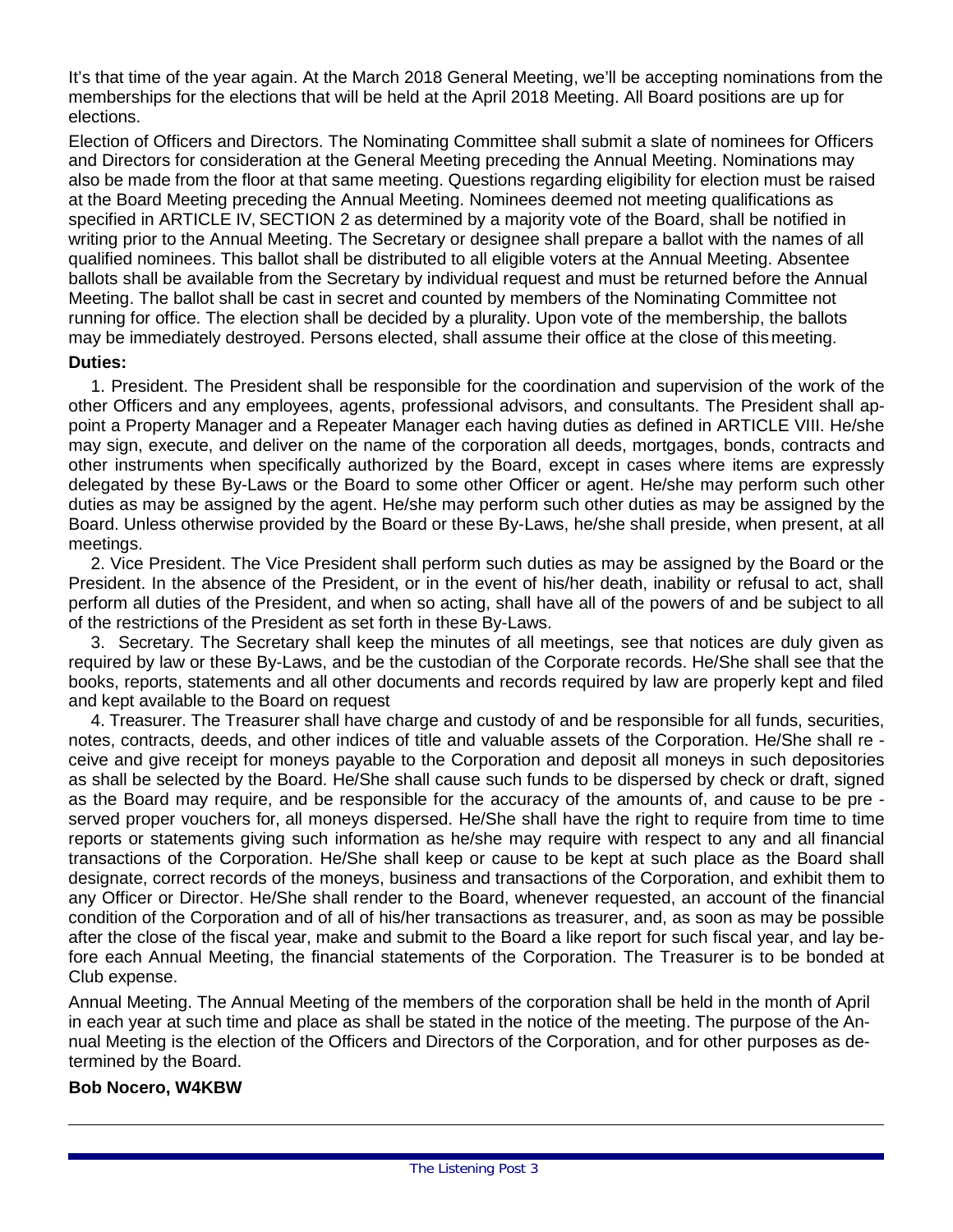It's that time of the year again. At the March 2018 General Meeting, we'll be accepting nominations from the memberships for the elections that will be held at the April 2018 Meeting. All Board positions are up for elections.

Election of Officers and Directors. The Nominating Committee shall submit a slate of nominees for Officers and Directors for consideration at the General Meeting preceding the Annual Meeting. Nominations may also be made from the floor at that same meeting. Questions regarding eligibility for election must be raised at the Board Meeting preceding the Annual Meeting. Nominees deemed not meeting qualifications as specified in ARTICLE IV, SECTION 2 as determined by a majority vote of the Board, shall be notified in writing prior to the Annual Meeting. The Secretary or designee shall prepare a ballot with the names of all qualified nominees. This ballot shall be distributed to all eligible voters at the Annual Meeting. Absentee ballots shall be available from the Secretary by individual request and must be returned before the Annual Meeting. The ballot shall be cast in secret and counted by members of the Nominating Committee not running for office. The election shall be decided by a plurality. Upon vote of the membership, the ballots may be immediately destroyed. Persons elected, shall assume their office at the close of this meeting.

**Duties:**

1. President. The President shall be responsible for the coordination and supervision of the work of the other Officers and any employees, agents, professional advisors, and consultants. The President shall appoint a Property Manager and a Repeater Manager each having duties as defined in ARTICLE VIII. He/she may sign, execute, and deliver on the name of the corporation all deeds, mortgages, bonds, contracts and other instruments when specifically authorized by the Board, except in cases where items are expressly delegated by these By-Laws or the Board to some other Officer or agent. He/she may perform such other duties as may be assigned by the agent. He/she may perform such other duties as may be assigned by the Board. Unless otherwise provided by the Board or these By-Laws, he/she shall preside, when present, at all meetings.

2. Vice President. The Vice President shall perform such duties as may be assigned by the Board or the President. In the absence of the President, or in the event of his/her death, inability or refusal to act, shall perform all duties of the President, and when so acting, shall have all of the powers of and be subject to all of the restrictions of the President as set forth in these By-Laws.

3. Secretary. The Secretary shall keep the minutes of all meetings, see that notices are duly given as required by law or these By-Laws, and be the custodian of the Corporate records. He/She shall see that the books, reports, statements and all other documents and records required by law are properly kept and filed and kept available to the Board on request

4. Treasurer. The Treasurer shall have charge and custody of and be responsible for all funds, securities, notes, contracts, deeds, and other indices of title and valuable assets of the Corporation. He/She shall receive and give receipt for moneys payable to the Corporation and deposit all moneys in such depositories as shall be selected by the Board. He/She shall cause such funds to be dispersed by check or draft, signed as the Board may require, and be responsible for the accuracy of the amounts of, and cause to be preserved proper vouchers for, all moneys dispersed. He/She shall have the right to require from time to time reports or statements giving such information as he/she may require with respect to any and all financial transactions of the Corporation. He/She shall keep or cause to be kept at such place as the Board shall designate, correct records of the moneys, business and transactions of the Corporation, and exhibit them to any Officer or Director. He/She shall render to the Board, whenever requested, an account of the financial condition of the Corporation and of all of his/her transactions as treasurer, and, as soon as may be possible after the close of the fiscal year, make and submit to the Board a like report for such fiscal year, and lay before each Annual Meeting, the financial statements of the Corporation. The Treasurer is to be bonded at Club expense.

Annual Meeting. The Annual Meeting of the members of the corporation shall be held in the month of April in each year at such time and place as shall be stated in the notice of the meeting. The purpose of the Annual Meeting is the election of the Officers and Directors of the Corporation, and for other purposes as determined by the Board.

**Bob Nocero, W4KBW**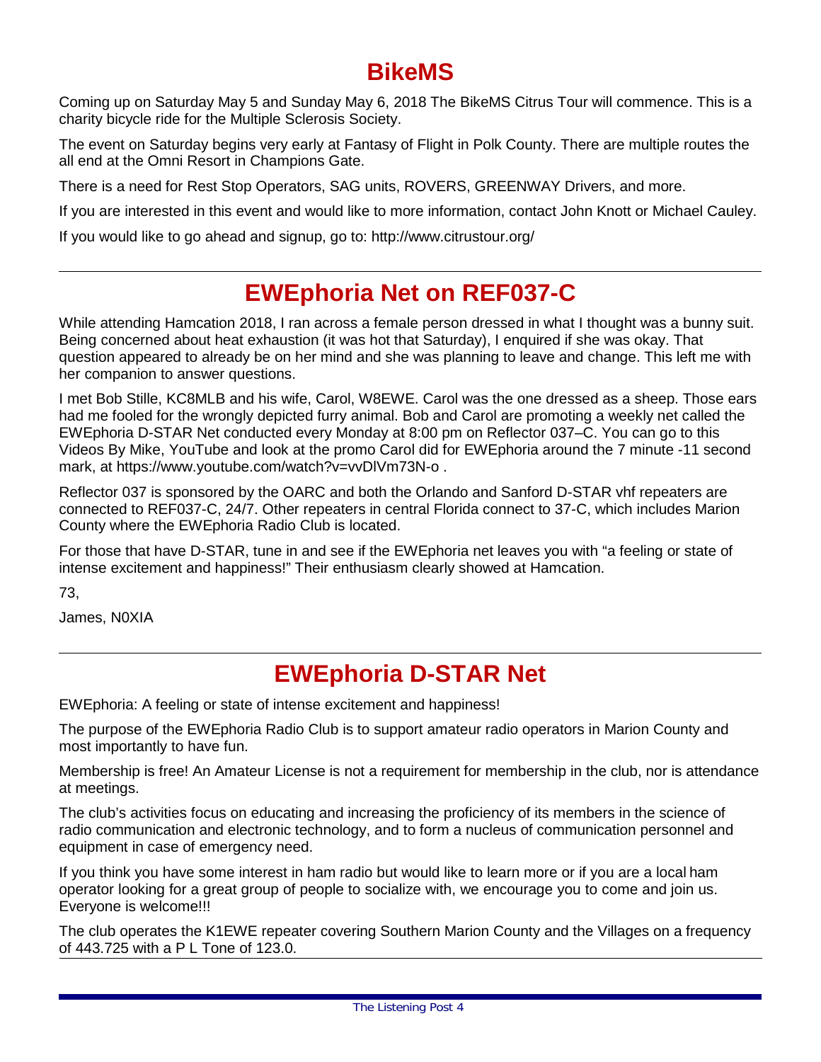# BikeMS

Coming up on Saturday May 5 and Sunday May 6, 2018 The BikeMS Citrus Tour will commence. This is a charity bicycle ride for the Multiple Sclerosis Society.

The event on Saturday begins very early at Fantasy of Flight in Polk County. There are multiple routes the all end at the Omni Resort in Champions Gate.

There is a need for Rest Stop Operators, SAG units, ROVERS, GREENWAY Drivers, and more.

If you are interested in this event and would like to more information, contact John Knott or Michael Cauley.

If you would like to go ahead and signup, go to: http://www.citrustour.org/

---

# EWEphoria Net on REF037-C

While attending Hamcation 2018, I ran across a female person dressed in what I thought was a bunny suit. Being concerned about heat exhaustion (it was hot that Saturday), I enquired if she was okay. That question appeared to already be on her mind and she was planning to leave and change. This left me with her companion to answer questions.

I met Bob Stille, KC8MLB and his wife, Carol, W8EWE. Carol was the one dressed as a sheep. Those ears had me fooled for the wrongly depicted furry animal. Bob and Carol are promoting a weekly net called the EWEphoria D-STAR Net conducted every Monday at 8:00 pm on Reflector 037–C. You can go to this Videos By Mike, YouTube and look at the promo Carol did for EWEphoria around the 7 minute -11 second mark, at https://www.youtube.com/watch?v=vvDlVm73N-o .

Reflector 037 is sponsored by the OARC and both the Orlando and Sanford D-STAR vhf repeaters are connected to REF037-C, 24/7. Other repeaters in central Florida connect to 37-C, which includes Marion County where the EWEphoria Radio Club is located.

For those that have D-STAR, tune in and see if the EWEphoria net leaves you with "a feeling or state of intense excitement and happiness!" Their enthusiasm clearly showed at Hamcation.

73,

James, N0XIA

---

# EWEphoria D-STAR Net

EWEphoria: A feeling or state of intense excitement and happiness!

The purpose of the EWEphoria Radio Club is to support amateur radio operators in Marion County and most importantly to have fun.

Membership is free! An Amateur License is not a requirement for membership in the club, nor is attendance at meetings.

The club's activities focus on educating and increasing the proficiency of its members in the science of radio communication and electronic technology, and to form a nucleus of communication personnel and equipment in case of emergency need.

If you think you have some interest in ham radio but would like to learn more or if you are a local ham operator looking for a great group of people to socialize with, we encourage you to come and join us. Everyone is welcome!!!

The club operates the K1EWE repeater covering Southern Marion County and the Villages on a frequency of 443.725 with a P L Tone of 123.0.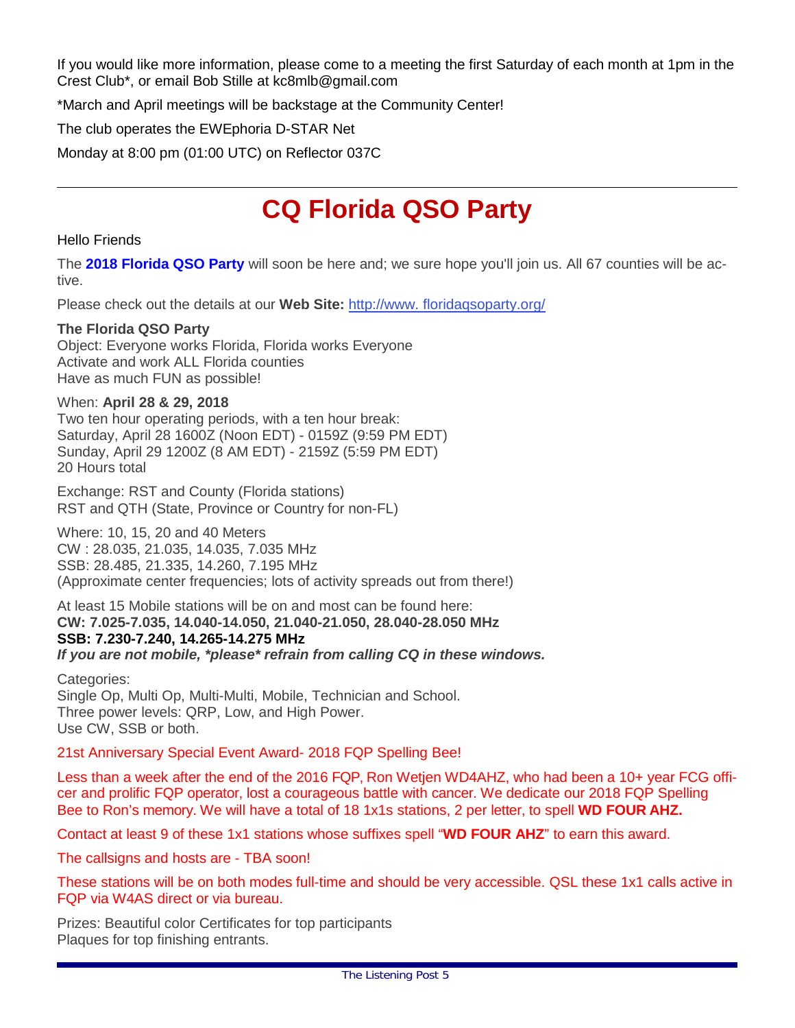If you would like more information, please come to a meeting the first Saturday of each month at 1pm in the Crest Club*, or email Bob Stille at kc8mlb@gmail.com

*March and April meetings will be backstage at the Community Center!

The club operates the EWEphoria D-STAR Net

Monday at 8:00 pm (01:00 UTC) on Reflector 037C

---

# CQ Florida QSO Party

Hello Friends

The **2018 Florida QSO Party** will soon be here and; we sure hope you'll join us. All 67 counties will be active.

Please check out the details at our **Web Site:** http://www. floridaqsoparty.org/

**The Florida QSO Party**
Object: Everyone works Florida, Florida works Everyone
Activate and work ALL Florida counties
Have as much FUN as possible!

When: **April 28 & 29, 2018**
Two ten hour operating periods, with a ten hour break:
Saturday, April 28 1600Z (Noon EDT) - 0159Z (9:59 PM EDT)
Sunday, April 29 1200Z (8 AM EDT) - 2159Z (5:59 PM EDT)
20 Hours total

Exchange: RST and County (Florida stations)
RST and QTH (State, Province or Country for non-FL)

Where: 10, 15, 20 and 40 Meters
CW : 28.035, 21.035, 14.035, 7.035 MHz
SSB: 28.485, 21.335, 14.260, 7.195 MHz
(Approximate center frequencies; lots of activity spreads out from there!)

At least 15 Mobile stations will be on and most can be found here:
**CW: 7.025-7.035, 14.040-14.050, 21.040-21.050, 28.040-28.050 MHz**
**SSB: 7.230-7.240, 14.265-14.275 MHz**
***If you are not mobile, *please* refrain from calling CQ in these windows.***

Categories:
Single Op, Multi Op, Multi-Multi, Mobile, Technician and School.
Three power levels: QRP, Low, and High Power.
Use CW, SSB or both.

21st Anniversary Special Event Award- 2018 FQP Spelling Bee!

Less than a week after the end of the 2016 FQP, Ron Wetjen WD4AHZ, who had been a 10+ year FCG officer and prolific FQP operator, lost a courageous battle with cancer. We dedicate our 2018 FQP Spelling Bee to Ron's memory. We will have a total of 18 1x1s stations, 2 per letter, to spell **WD FOUR AHZ.**

Contact at least 9 of these 1x1 stations whose suffixes spell "**WD FOUR AHZ**" to earn this award.

The callsigns and hosts are - TBA soon!

These stations will be on both modes full-time and should be very accessible. QSL these 1x1 calls active in FQP via W4AS direct or via bureau.

Prizes: Beautiful color Certificates for top participants
Plaques for top finishing entrants.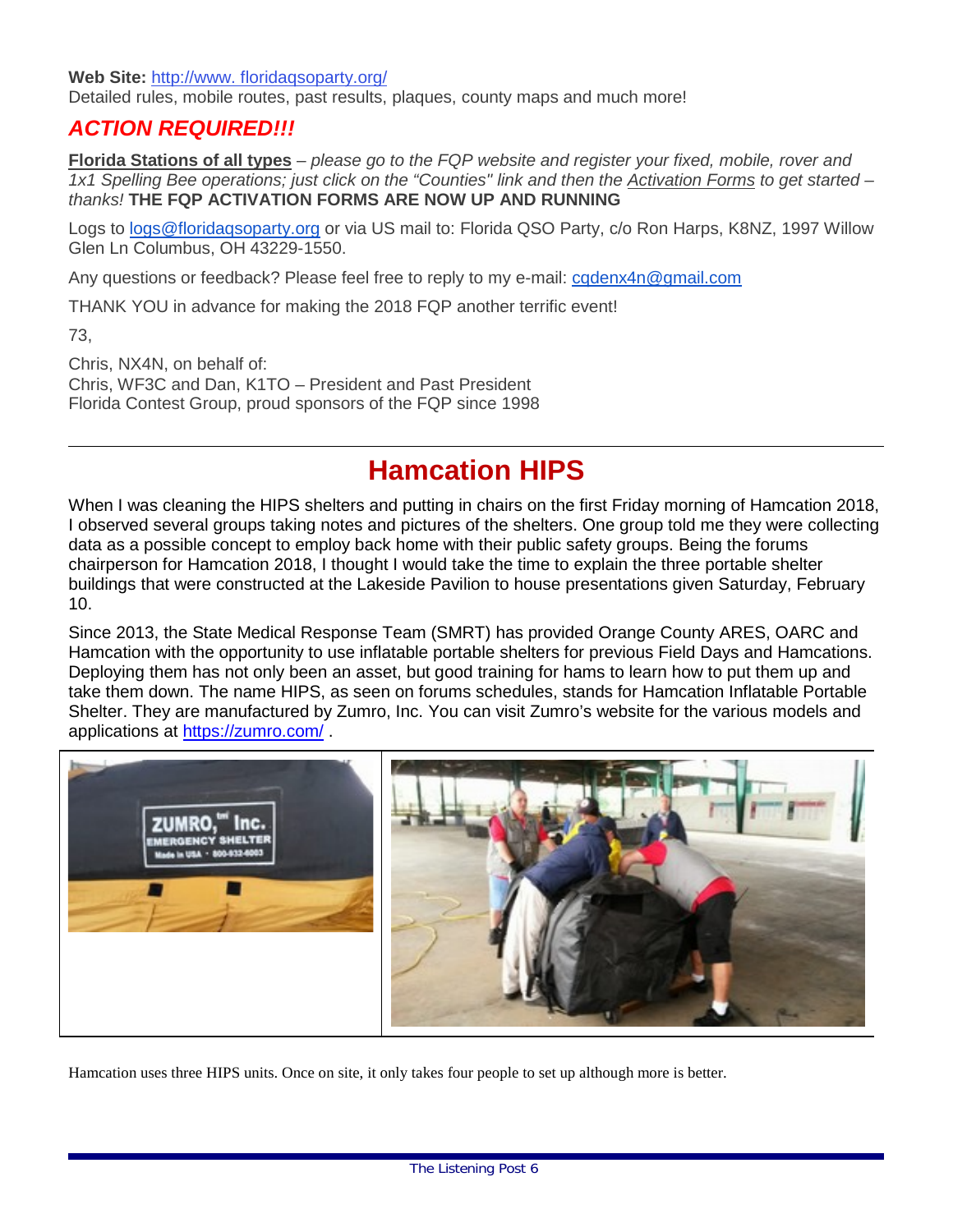**Web Site:** http://www. floridaqsoparty.org/
Detailed rules, mobile routes, past results, plaques, county maps and much more!

## *ACTION REQUIRED!!!*

**Florida Stations of all types** – *please go to the FQP website and register your fixed, mobile, rover and 1x1 Spelling Bee operations; just click on the "Counties" link and then the Activation Forms to get started – thanks!* **THE FQP ACTIVATION FORMS ARE NOW UP AND RUNNING**

Logs to logs@floridaqsoparty.org or via US mail to: Florida QSO Party, c/o Ron Harps, K8NZ, 1997 Willow Glen Ln Columbus, OH 43229-1550.

Any questions or feedback? Please feel free to reply to my e-mail: cqdenx4n@gmail.com

THANK YOU in advance for making the 2018 FQP another terrific event!

73,

Chris, NX4N, on behalf of:
Chris, WF3C and Dan, K1TO – President and Past President
Florida Contest Group, proud sponsors of the FQP since 1998

---

# Hamcation HIPS

When I was cleaning the HIPS shelters and putting in chairs on the first Friday morning of Hamcation 2018, I observed several groups taking notes and pictures of the shelters. One group told me they were collecting data as a possible concept to employ back home with their public safety groups. Being the forums chairperson for Hamcation 2018, I thought I would take the time to explain the three portable shelter buildings that were constructed at the Lakeside Pavilion to house presentations given Saturday, February 10.

Since 2013, the State Medical Response Team (SMRT) has provided Orange County ARES, OARC and Hamcation with the opportunity to use inflatable portable shelters for previous Field Days and Hamcations. Deploying them has not only been an asset, but good training for hams to learn how to put them up and take them down. The name HIPS, as seen on forums schedules, stands for Hamcation Inflatable Portable Shelter. They are manufactured by Zumro, Inc. You can visit Zumro's website for the various models and applications at https://zumro.com/ .

Hamcation uses three HIPS units. Once on site, it only takes four people to set up although more is better.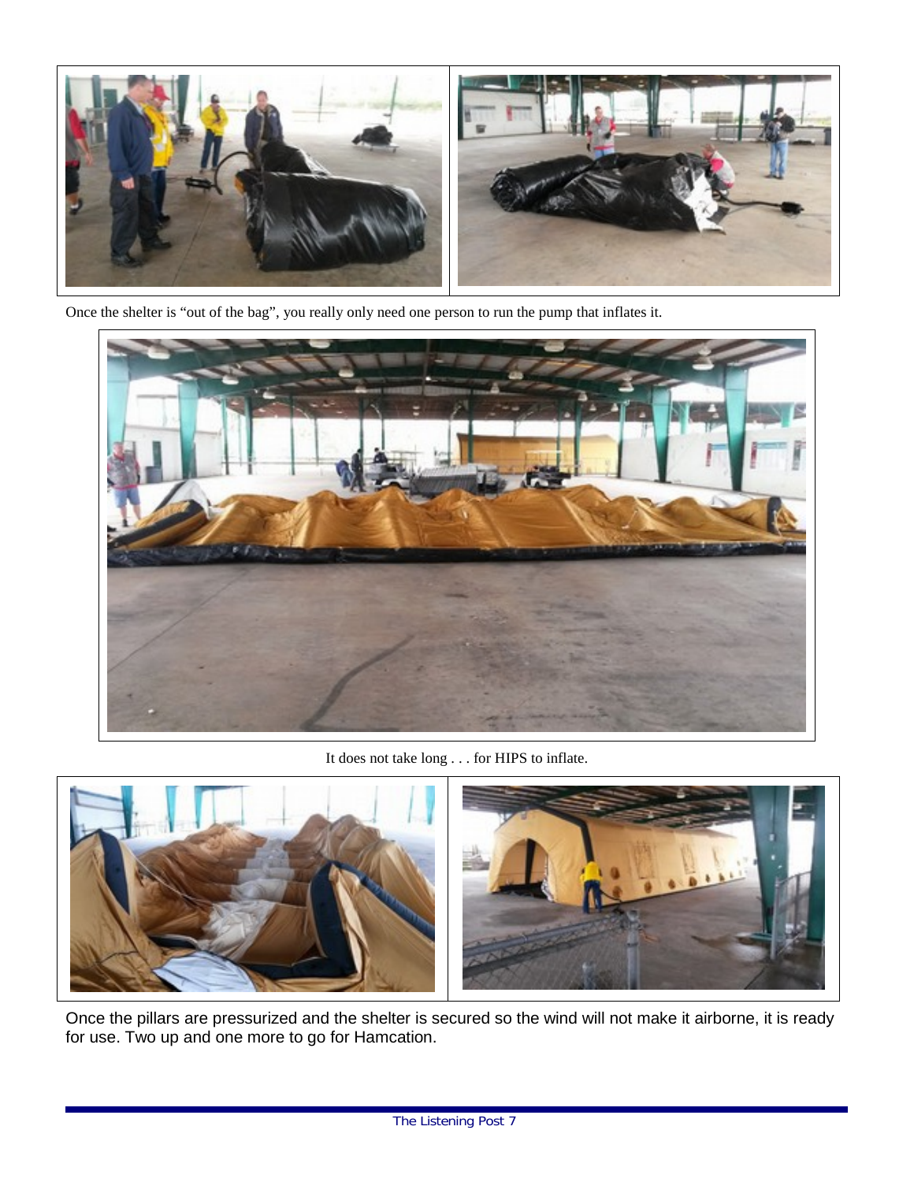Once the shelter is “out of the bag”, you really only need one person to run the pump that inflates it.

It does not take long . . . for HIPS to inflate.

Once the pillars are pressurized and the shelter is secured so the wind will not make it airborne, it is ready for use. Two up and one more to go for Hamcation.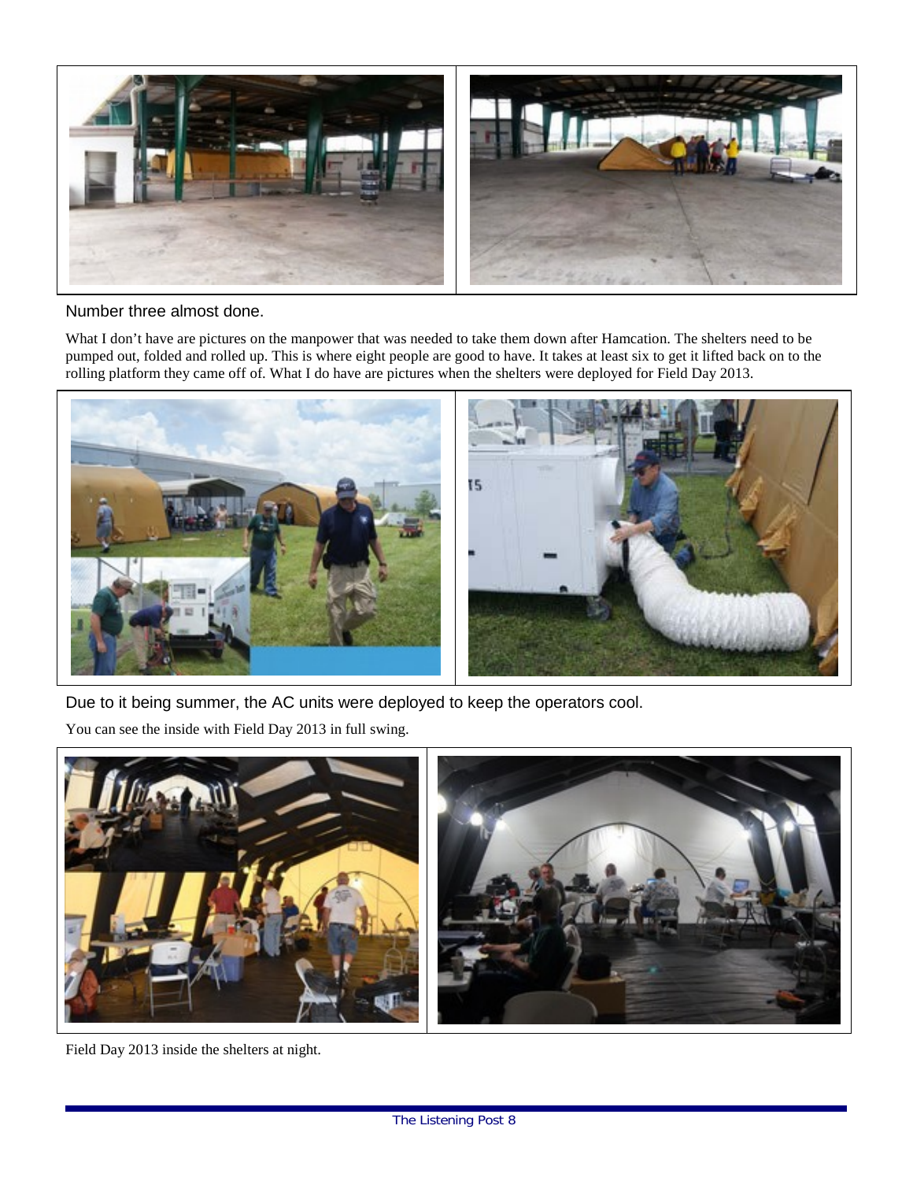Number three almost done.

What I don't have are pictures on the manpower that was needed to take them down after Hamcation. The shelters need to be pumped out, folded and rolled up. This is where eight people are good to have. It takes at least six to get it lifted back on to the rolling platform they came off of. What I do have are pictures when the shelters were deployed for Field Day 2013.

Due to it being summer, the AC units were deployed to keep the operators cool.

You can see the inside with Field Day 2013 in full swing.

Field Day 2013 inside the shelters at night.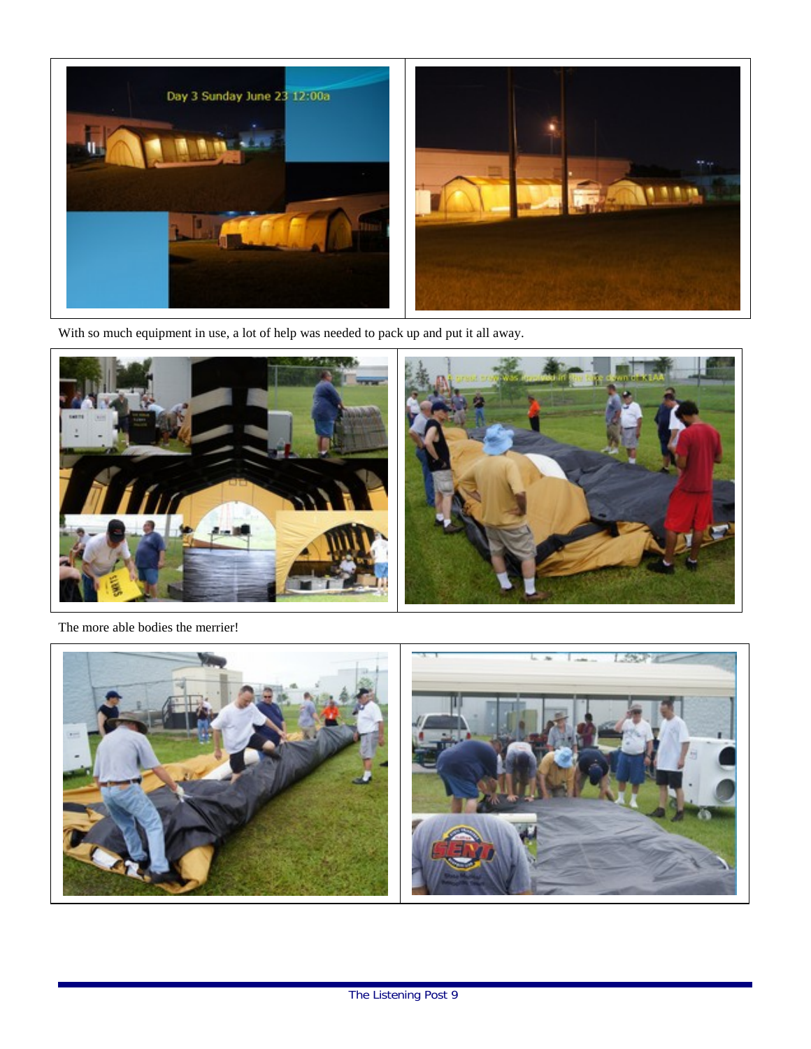With so much equipment in use, a lot of help was needed to pack up and put it all away.

The more able bodies the merrier!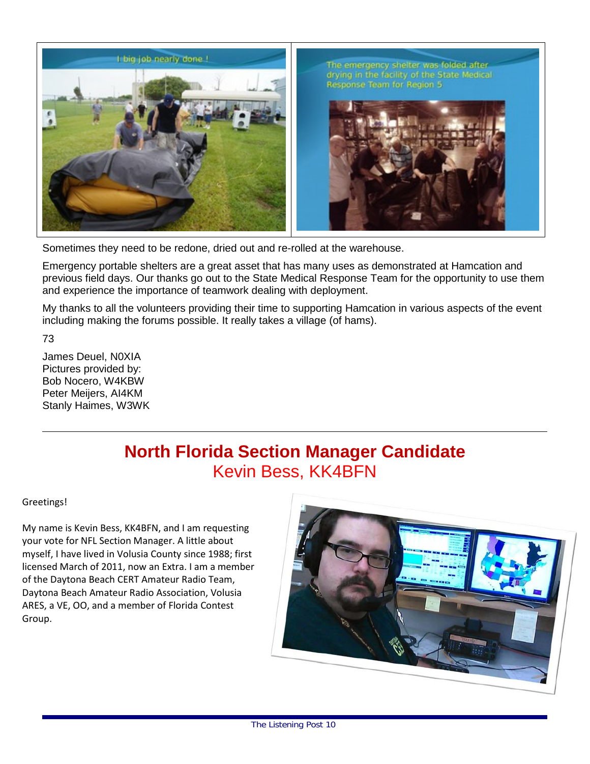Sometimes they need to be redone, dried out and re-rolled at the warehouse.

Emergency portable shelters are a great asset that has many uses as demonstrated at Hamcation and previous field days. Our thanks go out to the State Medical Response Team for the opportunity to use them and experience the importance of teamwork dealing with deployment.

My thanks to all the volunteers providing their time to supporting Hamcation in various aspects of the event including making the forums possible. It really takes a village (of hams).

73

James Deuel, N0XIA
Pictures provided by:
Bob Nocero, W4KBW
Peter Meijers, AI4KM
Stanly Haimes, W3WK

---

## North Florida Section Manager Candidate
### Kevin Bess, KK4BFN

Greetings!

My name is Kevin Bess, KK4BFN, and I am requesting your vote for NFL Section Manager. A little about myself, I have lived in Volusia County since 1988; first licensed March of 2011, now an Extra. I am a member of the Daytona Beach CERT Amateur Radio Team, Daytona Beach Amateur Radio Association, Volusia ARES, a VE, OO, and a member of Florida Contest Group.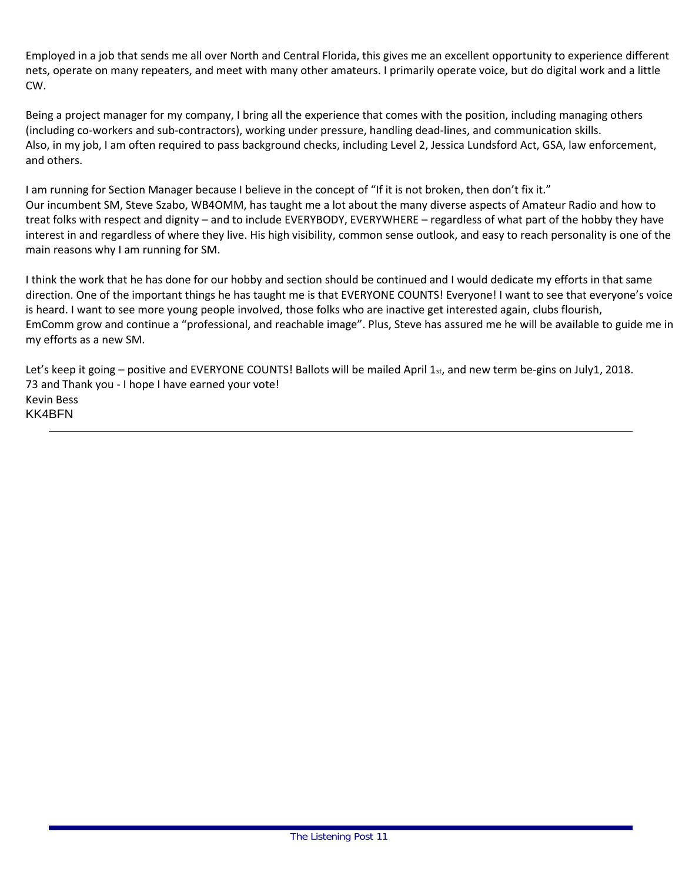Employed in a job that sends me all over North and Central Florida, this gives me an excellent opportunity to experience different nets, operate on many repeaters, and meet with many other amateurs. I primarily operate voice, but do digital work and a little CW.

Being a project manager for my company, I bring all the experience that comes with the position, including managing others (including co-workers and sub-contractors), working under pressure, handling dead-lines, and communication skills.
Also, in my job, I am often required to pass background checks, including Level 2, Jessica Lundsford Act, GSA, law enforcement, and others.

I am running for Section Manager because I believe in the concept of "If it is not broken, then don't fix it."
Our incumbent SM, Steve Szabo, WB4OMM, has taught me a lot about the many diverse aspects of Amateur Radio and how to treat folks with respect and dignity – and to include EVERYBODY, EVERYWHERE – regardless of what part of the hobby they have interest in and regardless of where they live. His high visibility, common sense outlook, and easy to reach personality is one of the main reasons why I am running for SM.

I think the work that he has done for our hobby and section should be continued and I would dedicate my efforts in that same direction. One of the important things he has taught me is that EVERYONE COUNTS! Everyone! I want to see that everyone's voice is heard. I want to see more young people involved, those folks who are inactive get interested again, clubs flourish, EmComm grow and continue a "professional, and reachable image". Plus, Steve has assured me he will be available to guide me in my efforts as a new SM.

Let's keep it going – positive and EVERYONE COUNTS! Ballots will be mailed April 1st, and new term be-gins on July1, 2018.
73 and Thank you - I hope I have earned your vote!
Kevin Bess
KK4BFN

---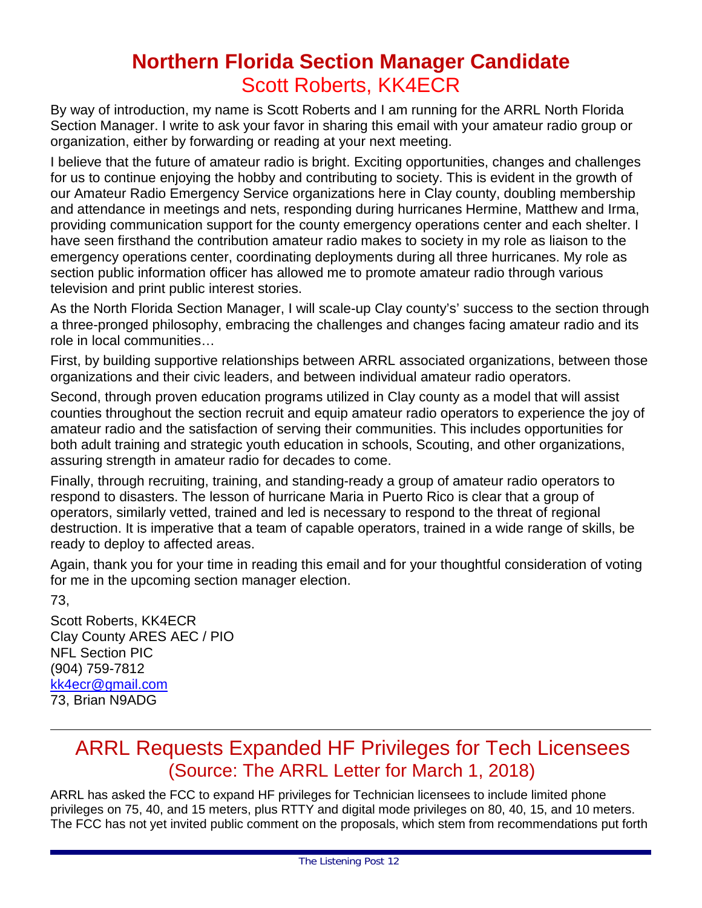# Northern Florida Section Manager Candidate

## Scott Roberts, KK4ECR

By way of introduction, my name is Scott Roberts and I am running for the ARRL North Florida Section Manager. I write to ask your favor in sharing this email with your amateur radio group or organization, either by forwarding or reading at your next meeting.

I believe that the future of amateur radio is bright. Exciting opportunities, changes and challenges for us to continue enjoying the hobby and contributing to society. This is evident in the growth of our Amateur Radio Emergency Service organizations here in Clay county, doubling membership and attendance in meetings and nets, responding during hurricanes Hermine, Matthew and Irma, providing communication support for the county emergency operations center and each shelter. I have seen firsthand the contribution amateur radio makes to society in my role as liaison to the emergency operations center, coordinating deployments during all three hurricanes. My role as section public information officer has allowed me to promote amateur radio through various television and print public interest stories.

As the North Florida Section Manager, I will scale-up Clay county's' success to the section through a three-pronged philosophy, embracing the challenges and changes facing amateur radio and its role in local communities…

First, by building supportive relationships between ARRL associated organizations, between those organizations and their civic leaders, and between individual amateur radio operators.

Second, through proven education programs utilized in Clay county as a model that will assist counties throughout the section recruit and equip amateur radio operators to experience the joy of amateur radio and the satisfaction of serving their communities. This includes opportunities for both adult training and strategic youth education in schools, Scouting, and other organizations, assuring strength in amateur radio for decades to come.

Finally, through recruiting, training, and standing-ready a group of amateur radio operators to respond to disasters. The lesson of hurricane Maria in Puerto Rico is clear that a group of operators, similarly vetted, trained and led is necessary to respond to the threat of regional destruction. It is imperative that a team of capable operators, trained in a wide range of skills, be ready to deploy to affected areas.

Again, thank you for your time in reading this email and for your thoughtful consideration of voting for me in the upcoming section manager election.

73,

Scott Roberts, KK4ECR  
Clay County ARES AEC / PIO  
NFL Section PIC  
(904) 759-7812  
kk4ecr@gmail.com  
73, Brian N9ADG

---

# ARRL Requests Expanded HF Privileges for Tech Licensees

## (Source: The ARRL Letter for March 1, 2018)

ARRL has asked the FCC to expand HF privileges for Technician licensees to include limited phone privileges on 75, 40, and 15 meters, plus RTTY and digital mode privileges on 80, 40, 15, and 10 meters. The FCC has not yet invited public comment on the proposals, which stem from recommendations put forth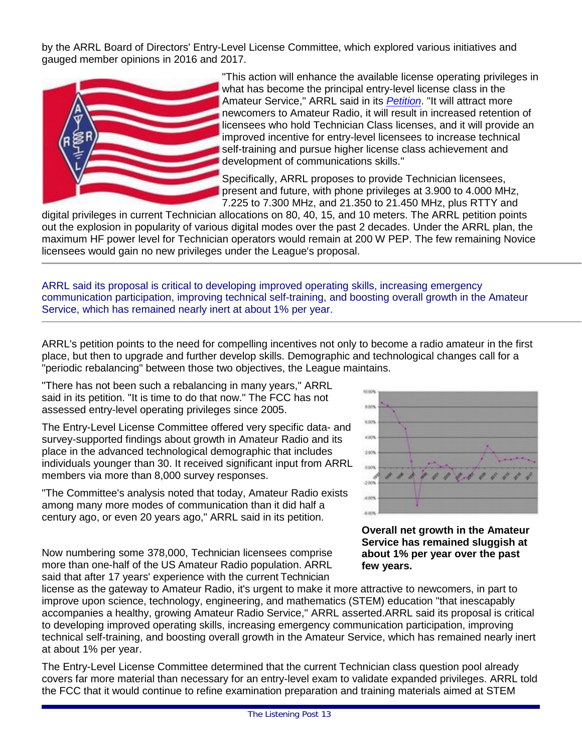by the ARRL Board of Directors' Entry-Level License Committee, which explored various initiatives and gauged member opinions in 2016 and 2017.

"This action will enhance the available license operating privileges in what has become the principal entry-level license class in the Amateur Service," ARRL said in its *Petition*. "It will attract more newcomers to Amateur Radio, it will result in increased retention of licensees who hold Technician Class licenses, and it will provide an improved incentive for entry-level licensees to increase technical self-training and pursue higher license class achievement and development of communications skills."

Specifically, ARRL proposes to provide Technician licensees, present and future, with phone privileges at 3.900 to 4.000 MHz, 7.225 to 7.300 MHz, and 21.350 to 21.450 MHz, plus RTTY and digital privileges in current Technician allocations on 80, 40, 15, and 10 meters. The ARRL petition points out the explosion in popularity of various digital modes over the past 2 decades. Under the ARRL plan, the maximum HF power level for Technician operators would remain at 200 W PEP. The few remaining Novice licensees would gain no new privileges under the League's proposal.

---

ARRL said its proposal is critical to developing improved operating skills, increasing emergency communication participation, improving technical self-training, and boosting overall growth in the Amateur Service, which has remained nearly inert at about 1% per year.

---

ARRL's petition points to the need for compelling incentives not only to become a radio amateur in the first place, but then to upgrade and further develop skills. Demographic and technological changes call for a "periodic rebalancing" between those two objectives, the League maintains.

"There has not been such a rebalancing in many years," ARRL said in its petition. "It is time to do that now." The FCC has not assessed entry-level operating privileges since 2005.

The Entry-Level License Committee offered very specific data- and survey-supported findings about growth in Amateur Radio and its place in the advanced technological demographic that includes individuals younger than 30. It received significant input from ARRL members via more than 8,000 survey responses.

"The Committee's analysis noted that today, Amateur Radio exists among many more modes of communication than it did half a century ago, or even 20 years ago," ARRL said in its petition.

**Overall net growth in the Amateur Service has remained sluggish at about 1% per year over the past few years.**

Now numbering some 378,000, Technician licensees comprise more than one-half of the US Amateur Radio population. ARRL said that after 17 years' experience with the current Technician license as the gateway to Amateur Radio, it's urgent to make it more attractive to newcomers, in part to improve upon science, technology, engineering, and mathematics (STEM) education "that inescapably accompanies a healthy, growing Amateur Radio Service," ARRL asserted.ARRL said its proposal is critical to developing improved operating skills, increasing emergency communication participation, improving technical self-training, and boosting overall growth in the Amateur Service, which has remained nearly inert at about 1% per year.

The Entry-Level License Committee determined that the current Technician class question pool already covers far more material than necessary for an entry-level exam to validate expanded privileges. ARRL told the FCC that it would continue to refine examination preparation and training materials aimed at STEM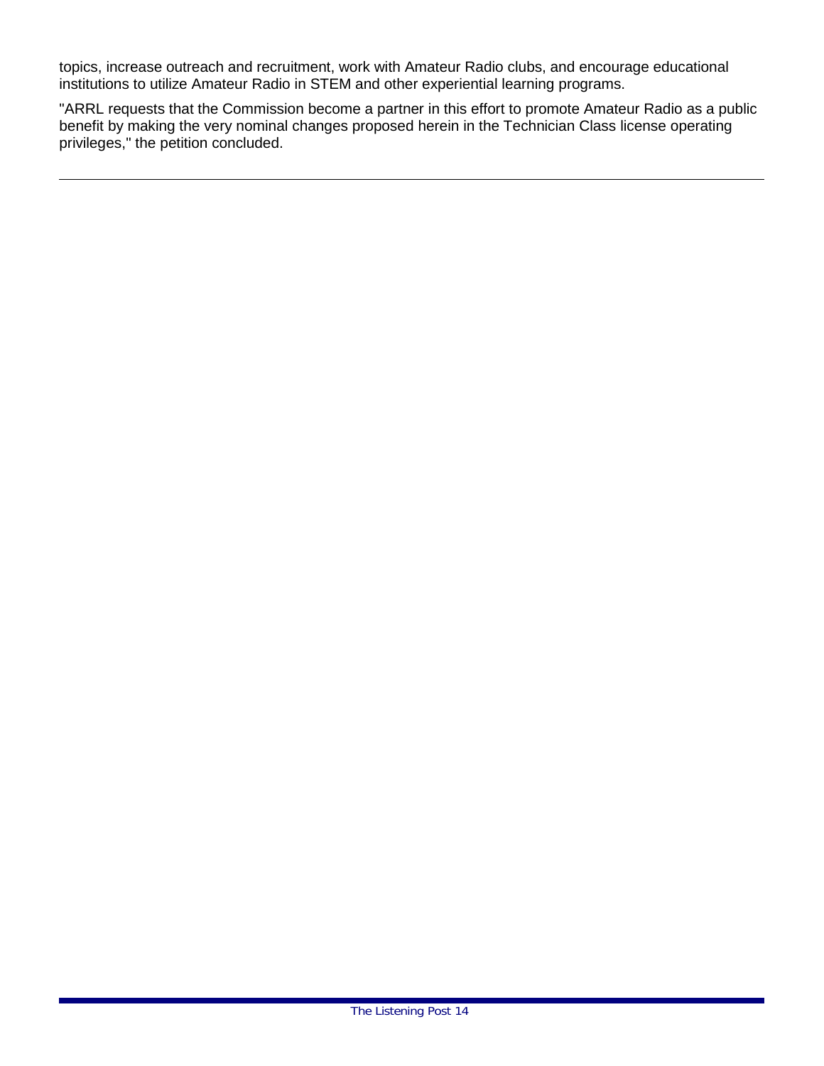topics, increase outreach and recruitment, work with Amateur Radio clubs, and encourage educational institutions to utilize Amateur Radio in STEM and other experiential learning programs.

"ARRL requests that the Commission become a partner in this effort to promote Amateur Radio as a public benefit by making the very nominal changes proposed herein in the Technician Class license operating privileges," the petition concluded.

---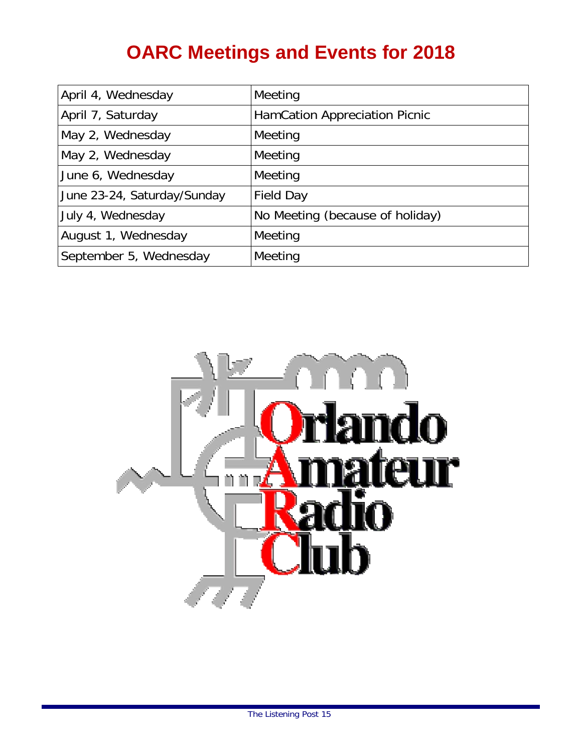# OARC Meetings and Events for 2018

| | |
|---|---|
| April 4, Wednesday | Meeting |
| April 7, Saturday | HamCation Appreciation Picnic |
| May 2, Wednesday | Meeting |
| May 2, Wednesday | Meeting |
| June 6, Wednesday | Meeting |
| June 23-24, Saturday/Sunday | Field Day |
| July 4, Wednesday | No Meeting (because of holiday) |
| August 1, Wednesday | Meeting |
| September 5, Wednesday | Meeting |

Orlando Amateur Radio Club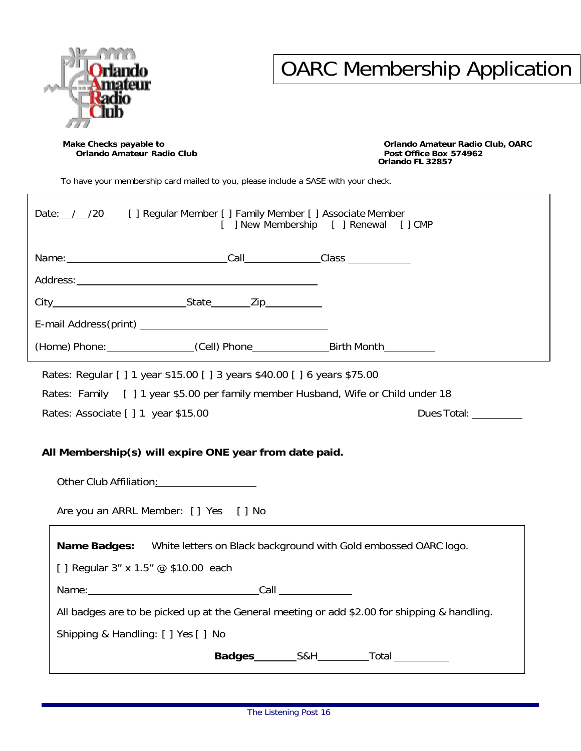# OARC Membership Application

**Make Checks payable to**
**Orlando Amateur Radio Club**

**Orlando Amateur Radio Club, OARC**
**Post Office Box 574962**
**Orlando FL 32857**

To have your membership card mailed to you, please include a SASE with your check.

Date: \_\_/\_\_/20\_ [ ] Regular Member [ ] Family Member [ ] Associate Member
[ ] New Membership [ ] Renewal [ ] CMP

Name: \_\_\_\_\_\_\_\_\_\_\_\_\_\_\_\_\_\_\_\_ Call \_\_\_\_\_\_\_\_\_\_ Class \_\_\_\_\_\_\_\_\_\_

Address: \_\_\_\_\_\_\_\_\_\_\_\_\_\_\_\_\_\_\_\_\_\_\_\_\_\_\_\_\_\_

City \_\_\_\_\_\_\_\_\_\_\_\_\_\_\_\_ State \_\_\_\_\_\_ Zip \_\_\_\_\_\_\_\_

E-mail Address(print) \_\_\_\_\_\_\_\_\_\_\_\_\_\_\_\_\_\_\_\_\_\_\_\_

(Home) Phone: \_\_\_\_\_\_\_\_\_\_\_\_ (Cell) Phone \_\_\_\_\_\_\_\_\_\_\_\_ Birth Month \_\_\_\_\_\_\_\_

Rates: Regular [ ] 1 year $15.00 [ ] 3 years $40.00 [ ] 6 years $75.00

Rates: Family [ ] 1 year $5.00 per family member Husband, Wife or Child under 18

Rates: Associate [ ] 1 year $15.00

Dues Total: \_\_\_\_\_\_\_\_

**All Membership(s) will expire ONE year from date paid.**

Other Club Affiliation: \_\_\_\_\_\_\_\_\_\_\_\_\_\_\_\_

Are you an ARRL Member: [ ] Yes [ ] No

**Name Badges:** White letters on Black background with Gold embossed OARC logo.

[ ] Regular 3" x 1.5" @ $10.00 each

Name: \_\_\_\_\_\_\_\_\_\_\_\_\_\_\_\_\_\_\_\_\_\_\_\_ Call \_\_\_\_\_\_\_\_\_\_

All badges are to be picked up at the General meeting or add $2.00 for shipping & handling.

Shipping & Handling: [ ] Yes [ ] No

**Badges** \_\_\_\_\_\_ S&H \_\_\_\_\_\_\_\_ Total \_\_\_\_\_\_\_\_